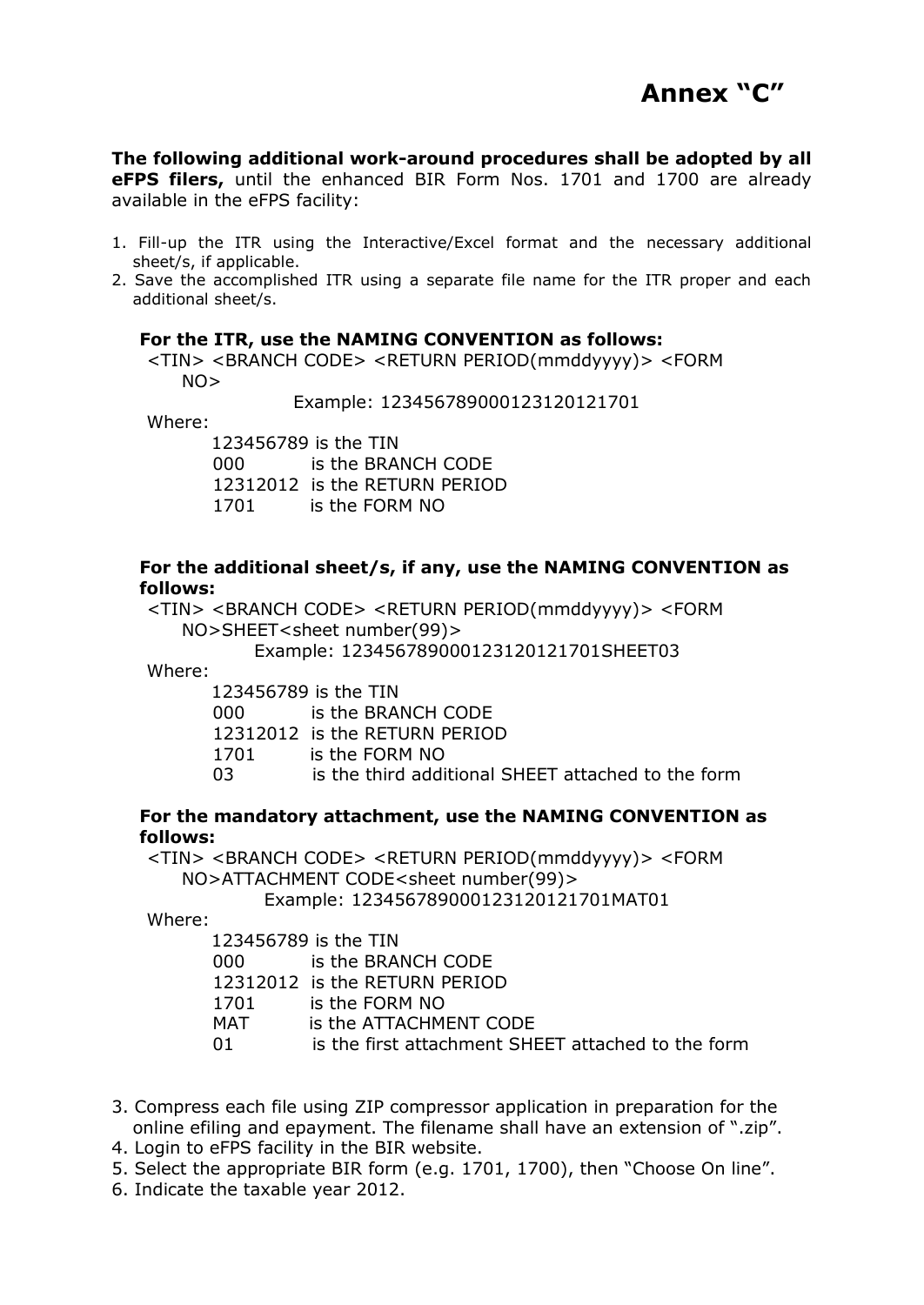# Annex "C"

**The following additional work-around procedures shall be adopted by all eFPS filers,** until the enhanced BIR Form Nos. 1701 and 1700 are already available in the eFPS facility:

1. Fill-up the ITR using the Interactive/Excel format and the necessary additional sheet/s, if applicable.
2. Save the accomplished ITR using a separate file name for the ITR proper and each additional sheet/s.

**For the ITR, use the NAMING CONVENTION as follows:**

<TIN> <BRANCH CODE> <RETURN PERIOD(mmddyyyy)> <FORM NO>

Example: 123456789000123120121701

Where:

- 123456789 is the TIN
- 000 is the BRANCH CODE
- 12312012 is the RETURN PERIOD
- 1701 is the FORM NO

**For the additional sheet/s, if any, use the NAMING CONVENTION as follows:**

<TIN> <BRANCH CODE> <RETURN PERIOD(mmddyyyy)> <FORM NO>SHEET<sheet number(99)>

Example: 123456789000123120121701SHEET03

Where:

- 123456789 is the TIN
- 000 is the BRANCH CODE
- 12312012 is the RETURN PERIOD
- 1701 is the FORM NO
- 03 is the third additional SHEET attached to the form

**For the mandatory attachment, use the NAMING CONVENTION as follows:**

<TIN> <BRANCH CODE> <RETURN PERIOD(mmddyyyy)> <FORM NO>ATTACHMENT CODE<sheet number(99)>

Example: 123456789000123120121701MAT01

Where:

- 123456789 is the TIN
- 000 is the BRANCH CODE
- 12312012 is the RETURN PERIOD
- 1701 is the FORM NO
- MAT is the ATTACHMENT CODE
- 01 is the first attachment SHEET attached to the form

3. Compress each file using ZIP compressor application in preparation for the online efiling and epayment. The filename shall have an extension of ".zip".
4. Login to eFPS facility in the BIR website.
5. Select the appropriate BIR form (e.g. 1701, 1700), then "Choose On line".
6. Indicate the taxable year 2012.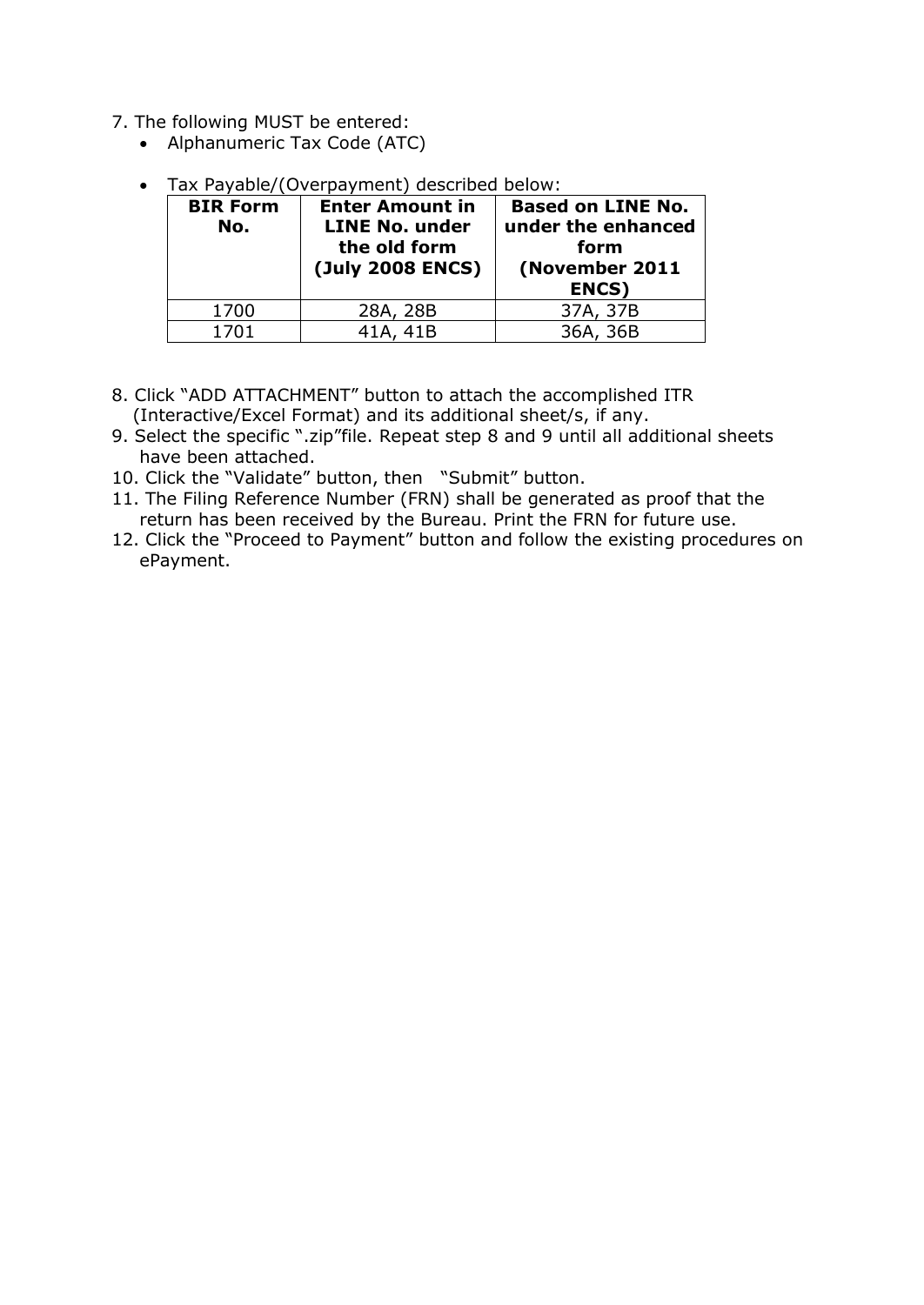7. The following MUST be entered:
   - Alphanumeric Tax Code (ATC)
   - Tax Payable/(Overpayment) described below:

| BIR Form No. | Enter Amount in LINE No. under the old form (July 2008 ENCS) | Based on LINE No. under the enhanced form (November 2011 ENCS) |
|---|---|---|
| 1700 | 28A, 28B | 37A, 37B |
| 1701 | 41A, 41B | 36A, 36B |

8. Click "ADD ATTACHMENT" button to attach the accomplished ITR (Interactive/Excel Format) and its additional sheet/s, if any.
9. Select the specific ".zip"file. Repeat step 8 and 9 until all additional sheets have been attached.
10. Click the "Validate" button, then "Submit" button.
11. The Filing Reference Number (FRN) shall be generated as proof that the return has been received by the Bureau. Print the FRN for future use.
12. Click the "Proceed to Payment" button and follow the existing procedures on ePayment.